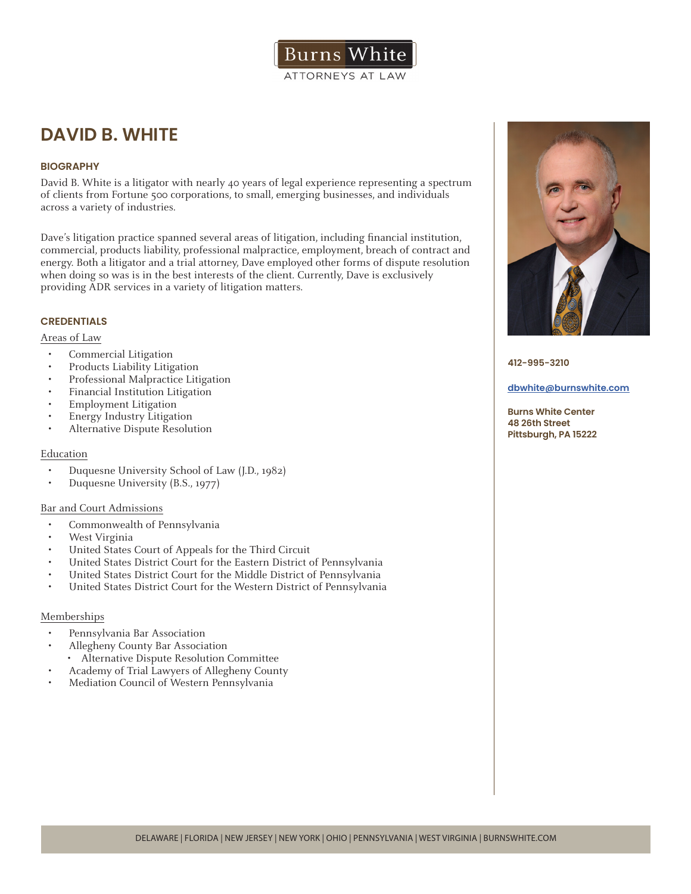Burns White

ATTORNEYS AT LAW

# DAVID B. WHITE

412-995-3210

dbwhite@burnswhite.com

Burns White Center
48 26th Street
Pittsburgh, PA 15222

## BIOGRAPHY

David B. White is a litigator with nearly 40 years of legal experience representing a spectrum of clients from Fortune 500 corporations, to small, emerging businesses, and individuals across a variety of industries.

Dave's litigation practice spanned several areas of litigation, including financial institution, commercial, products liability, professional malpractice, employment, breach of contract and energy. Both a litigator and a trial attorney, Dave employed other forms of dispute resolution when doing so was is in the best interests of the client. Currently, Dave is exclusively providing ADR services in a variety of litigation matters.

## CREDENTIALS

### Areas of Law

- Commercial Litigation
- Products Liability Litigation
- Professional Malpractice Litigation
- Financial Institution Litigation
- Employment Litigation
- Energy Industry Litigation
- Alternative Dispute Resolution

### Education

- Duquesne University School of Law (J.D., 1982)
- Duquesne University (B.S., 1977)

### Bar and Court Admissions

- Commonwealth of Pennsylvania
- West Virginia
- United States Court of Appeals for the Third Circuit
- United States District Court for the Eastern District of Pennsylvania
- United States District Court for the Middle District of Pennsylvania
- United States District Court for the Western District of Pennsylvania

### Memberships

- Pennsylvania Bar Association
- Allegheny County Bar Association
  - Alternative Dispute Resolution Committee
- Academy of Trial Lawyers of Allegheny County
- Mediation Council of Western Pennsylvania

DELAWARE | FLORIDA | NEW JERSEY | NEW YORK | OHIO | PENNSYLVANIA | WEST VIRGINIA | BURNSWHITE.COM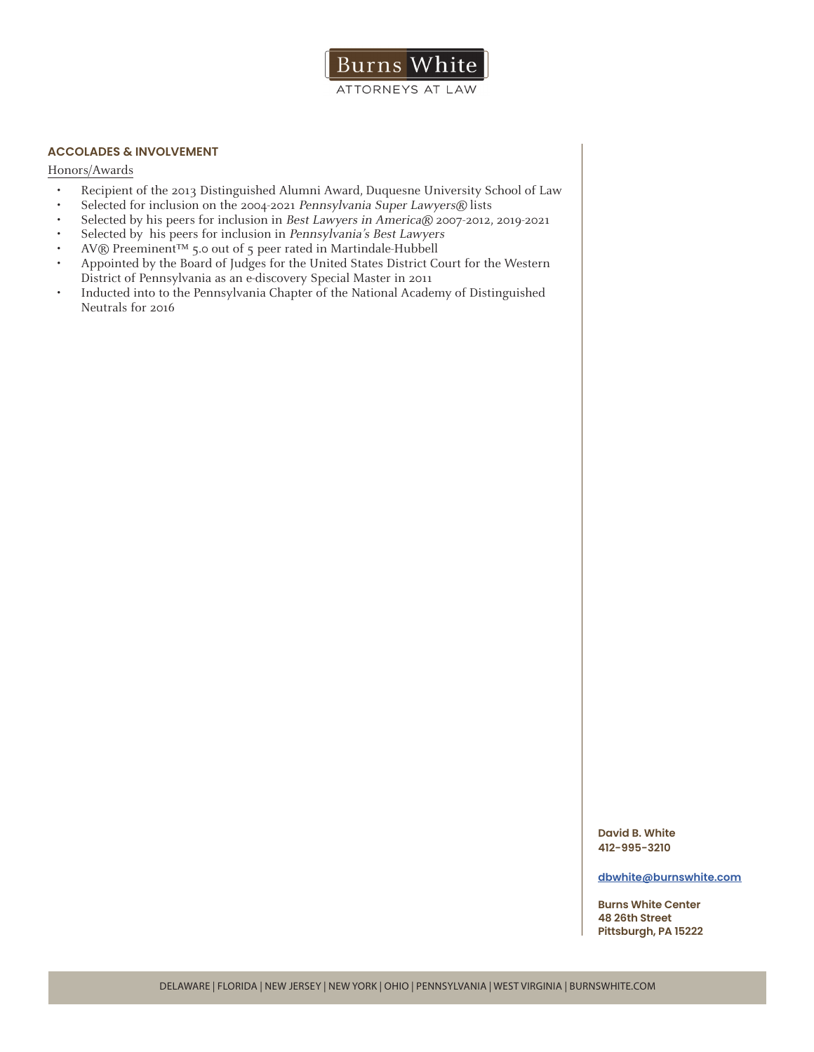## ACCOLADES & INVOLVEMENT

Honors/Awards

- Recipient of the 2013 Distinguished Alumni Award, Duquesne University School of Law
- Selected for inclusion on the 2004-2021 *Pennsylvania Super Lawyers®* lists
- Selected by his peers for inclusion in *Best Lawyers in America®* 2007-2012, 2019-2021
- Selected by his peers for inclusion in *Pennsylvania's Best Lawyers*
- AV® Preeminent™ 5.0 out of 5 peer rated in Martindale-Hubbell
- Appointed by the Board of Judges for the United States District Court for the Western District of Pennsylvania as an e-discovery Special Master in 2011
- Inducted into to the Pennsylvania Chapter of the National Academy of Distinguished Neutrals for 2016

**David B. White**
**412-995-3210**

**dbwhite@burnswhite.com**

**Burns White Center**
**48 26th Street**
**Pittsburgh, PA 15222**